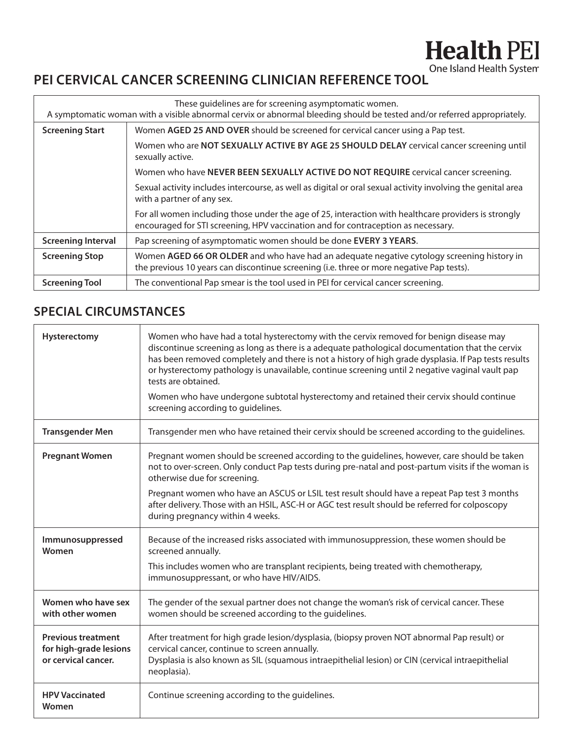**Health PEI**
One Island Health System

# PEI CERVICAL CANCER SCREENING CLINICIAN REFERENCE TOOL

These guidelines are for screening asymptomatic women.
A symptomatic woman with a visible abnormal cervix or abnormal bleeding should be tested and/or referred appropriately.

| | |
|---|---|
| **Screening Start** | Women **AGED 25 AND OVER** should be screened for cervical cancer using a Pap test.<br><br>Women who are **NOT SEXUALLY ACTIVE BY AGE 25 SHOULD DELAY** cervical cancer screening until sexually active.<br><br>Women who have **NEVER BEEN SEXUALLY ACTIVE DO NOT REQUIRE** cervical cancer screening.<br><br>Sexual activity includes intercourse, as well as digital or oral sexual activity involving the genital area with a partner of any sex.<br><br>For all women including those under the age of 25, interaction with healthcare providers is strongly encouraged for STI screening, HPV vaccination and for contraception as necessary. |
| **Screening Interval** | Pap screening of asymptomatic women should be done **EVERY 3 YEARS**. |
| **Screening Stop** | Women **AGED 66 OR OLDER** and who have had an adequate negative cytology screening history in the previous 10 years can discontinue screening (i.e. three or more negative Pap tests). |
| **Screening Tool** | The conventional Pap smear is the tool used in PEI for cervical cancer screening. |

## SPECIAL CIRCUMSTANCES

| | |
|---|---|
| **Hysterectomy** | Women who have had a total hysterectomy with the cervix removed for benign disease may discontinue screening as long as there is a adequate pathological documentation that the cervix has been removed completely and there is not a history of high grade dysplasia. If Pap tests results or hysterectomy pathology is unavailable, continue screening until 2 negative vaginal vault pap tests are obtained.<br><br>Women who have undergone subtotal hysterectomy and retained their cervix should continue screening according to guidelines. |
| **Transgender Men** | Transgender men who have retained their cervix should be screened according to the guidelines. |
| **Pregnant Women** | Pregnant women should be screened according to the guidelines, however, care should be taken not to over-screen. Only conduct Pap tests during pre-natal and post-partum visits if the woman is otherwise due for screening.<br><br>Pregnant women who have an ASCUS or LSIL test result should have a repeat Pap test 3 months after delivery. Those with an HSIL, ASC-H or AGC test result should be referred for colposcopy during pregnancy within 4 weeks. |
| **Immunosuppressed Women** | Because of the increased risks associated with immunosuppression, these women should be screened annually.<br><br>This includes women who are transplant recipients, being treated with chemotherapy, immunosuppressant, or who have HIV/AIDS. |
| **Women who have sex with other women** | The gender of the sexual partner does not change the woman's risk of cervical cancer. These women should be screened according to the guidelines. |
| **Previous treatment for high-grade lesions or cervical cancer.** | After treatment for high grade lesion/dysplasia, (biopsy proven NOT abnormal Pap result) or cervical cancer, continue to screen annually.<br>Dysplasia is also known as SIL (squamous intraepithelial lesion) or CIN (cervical intraepithelial neoplasia). |
| **HPV Vaccinated Women** | Continue screening according to the guidelines. |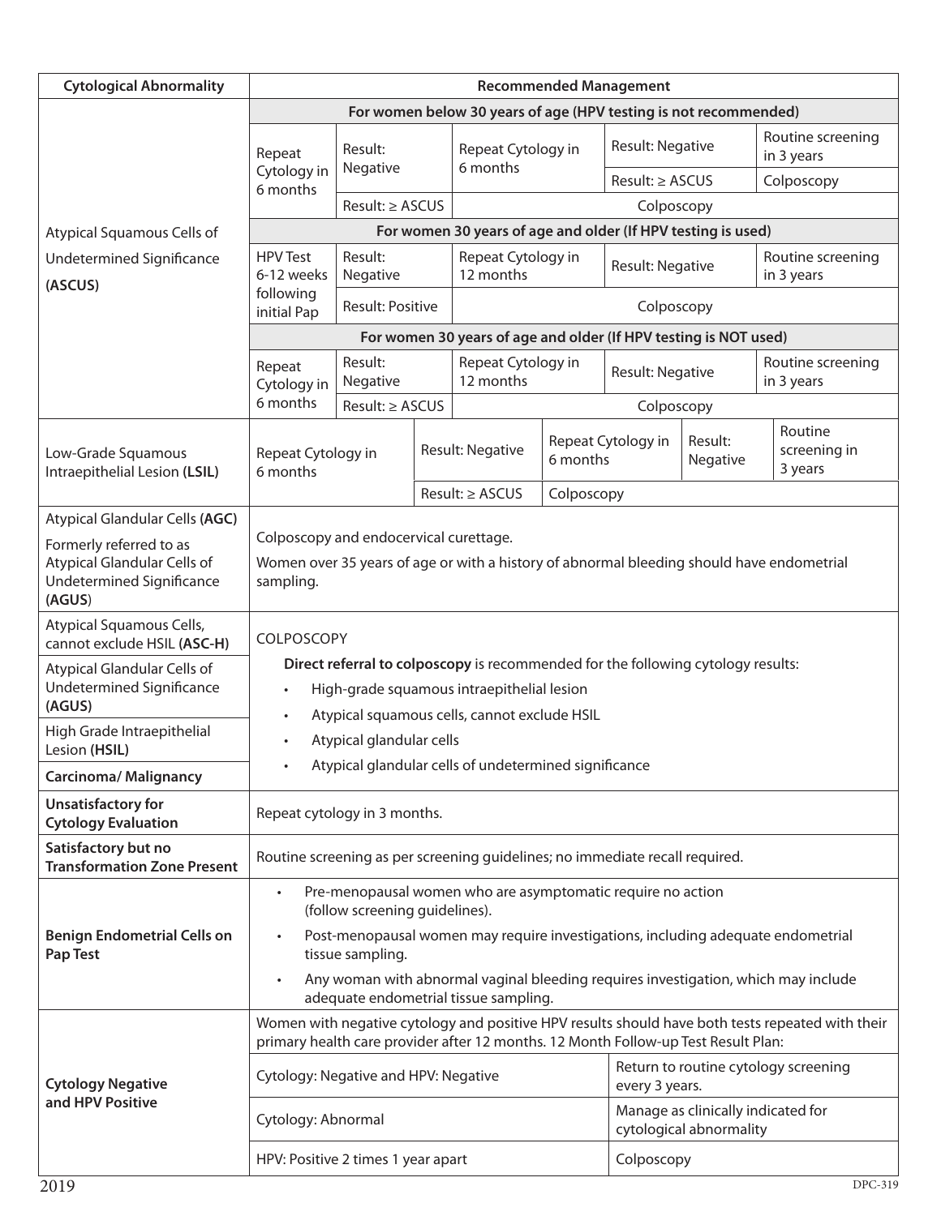| Cytological Abnormality | Recommended Management | | | | | |
|---|---|---|---|---|---|---|
| Atypical Squamous Cells of Undetermined Significance **(ASCUS)** | **For women below 30 years of age (HPV testing is not recommended)** | | | | | |
| | Repeat Cytology in 6 months | Result: Negative | Repeat Cytology in 6 months | Result: Negative | Routine screening in 3 years | |
| | | | | Result: ≥ ASCUS | Colposcopy | |
| | | Result: ≥ ASCUS | Colposcopy | | | |
| | **For women 30 years of age and older (If HPV testing is used)** | | | | | |
| | HPV Test 6-12 weeks following initial Pap | Result: Negative | Repeat Cytology in 12 months | Result: Negative | Routine screening in 3 years | |
| | | Result: Positive | Colposcopy | | | |
| | **For women 30 years of age and older (If HPV testing is NOT used)** | | | | | |
| | Repeat Cytology in 6 months | Result: Negative | Repeat Cytology in 12 months | Result: Negative | Routine screening in 3 years | |
| | | Result: ≥ ASCUS | Colposcopy | | | |
| Low-Grade Squamous Intraepithelial Lesion **(LSIL)** | Repeat Cytology in 6 months | Result: Negative | Repeat Cytology in 6 months | Result: Negative | Routine screening in 3 years | |
| | | Result: ≥ ASCUS | Colposcopy | | | |
| Atypical Glandular Cells **(AGC)** Formerly referred to as Atypical Glandular Cells of Undetermined Significance **(AGUS)** | Colposcopy and endocervical curettage. Women over 35 years of age or with a history of abnormal bleeding should have endometrial sampling. | | | | | |
| Atypical Squamous Cells, cannot exclude HSIL **(ASC-H)** | COLPOSCOPY **Direct referral to colposcopy** is recommended for the following cytology results: • High-grade squamous intraepithelial lesion • Atypical squamous cells, cannot exclude HSIL • Atypical glandular cells • Atypical glandular cells of undetermined significance | | | | | |
| Atypical Glandular Cells of Undetermined Significance **(AGUS)** | | | | | | |
| High Grade Intraepithelial Lesion **(HSIL)** | | | | | | |
| **Carcinoma/ Malignancy** | | | | | | |
| **Unsatisfactory for Cytology Evaluation** | Repeat cytology in 3 months. | | | | | |
| **Satisfactory but no Transformation Zone Present** | Routine screening as per screening guidelines; no immediate recall required. | | | | | |
| **Benign Endometrial Cells on Pap Test** | • Pre-menopausal women who are asymptomatic require no action (follow screening guidelines). • Post-menopausal women may require investigations, including adequate endometrial tissue sampling. • Any woman with abnormal vaginal bleeding requires investigation, which may include adequate endometrial tissue sampling. | | | | | |
| **Cytology Negative and HPV Positive** | Women with negative cytology and positive HPV results should have both tests repeated with their primary health care provider after 12 months. 12 Month Follow-up Test Result Plan: | | | | | |
| | Cytology: Negative and HPV: Negative | | | Return to routine cytology screening every 3 years. | | |
| | Cytology: Abnormal | | | Manage as clinically indicated for cytological abnormality | | |
| | HPV: Positive 2 times 1 year apart | | | Colposcopy | | |

2019 DPC-319